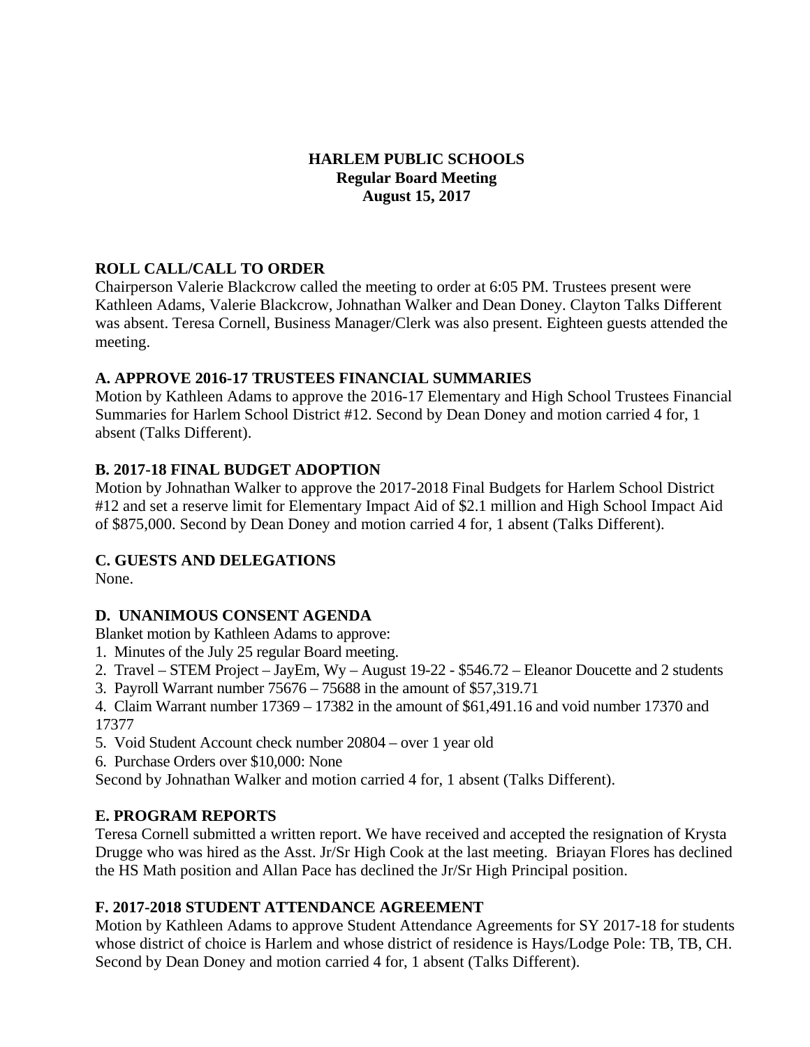# HARLEM PUBLIC SCHOOLS
## Regular Board Meeting
## August 15, 2017

### ROLL CALL/CALL TO ORDER

Chairperson Valerie Blackcrow called the meeting to order at 6:05 PM. Trustees present were Kathleen Adams, Valerie Blackcrow, Johnathan Walker and Dean Doney. Clayton Talks Different was absent. Teresa Cornell, Business Manager/Clerk was also present. Eighteen guests attended the meeting.

### A. APPROVE 2016-17 TRUSTEES FINANCIAL SUMMARIES

Motion by Kathleen Adams to approve the 2016-17 Elementary and High School Trustees Financial Summaries for Harlem School District #12. Second by Dean Doney and motion carried 4 for, 1 absent (Talks Different).

### B. 2017-18 FINAL BUDGET ADOPTION

Motion by Johnathan Walker to approve the 2017-2018 Final Budgets for Harlem School District #12 and set a reserve limit for Elementary Impact Aid of $2.1 million and High School Impact Aid of $875,000. Second by Dean Doney and motion carried 4 for, 1 absent (Talks Different).

### C. GUESTS AND DELEGATIONS

None.

### D. UNANIMOUS CONSENT AGENDA

Blanket motion by Kathleen Adams to approve:

1. Minutes of the July 25 regular Board meeting.
2. Travel – STEM Project – JayEm, Wy – August 19-22 - $546.72 – Eleanor Doucette and 2 students
3. Payroll Warrant number 75676 – 75688 in the amount of $57,319.71
4. Claim Warrant number 17369 – 17382 in the amount of $61,491.16 and void number 17370 and 17377
5. Void Student Account check number 20804 – over 1 year old
6. Purchase Orders over $10,000: None

Second by Johnathan Walker and motion carried 4 for, 1 absent (Talks Different).

### E. PROGRAM REPORTS

Teresa Cornell submitted a written report. We have received and accepted the resignation of Krysta Drugge who was hired as the Asst. Jr/Sr High Cook at the last meeting. Briayan Flores has declined the HS Math position and Allan Pace has declined the Jr/Sr High Principal position.

### F. 2017-2018 STUDENT ATTENDANCE AGREEMENT

Motion by Kathleen Adams to approve Student Attendance Agreements for SY 2017-18 for students whose district of choice is Harlem and whose district of residence is Hays/Lodge Pole: TB, TB, CH. Second by Dean Doney and motion carried 4 for, 1 absent (Talks Different).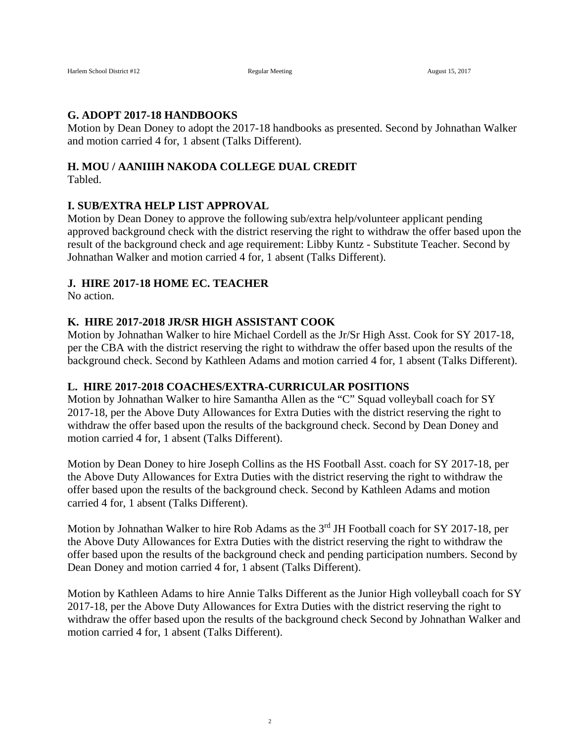## G. ADOPT 2017-18 HANDBOOKS

Motion by Dean Doney to adopt the 2017-18 handbooks as presented. Second by Johnathan Walker and motion carried 4 for, 1 absent (Talks Different).

## H. MOU / AANIIIH NAKODA COLLEGE DUAL CREDIT

Tabled.

## I. SUB/EXTRA HELP LIST APPROVAL

Motion by Dean Doney to approve the following sub/extra help/volunteer applicant pending approved background check with the district reserving the right to withdraw the offer based upon the result of the background check and age requirement: Libby Kuntz - Substitute Teacher. Second by Johnathan Walker and motion carried 4 for, 1 absent (Talks Different).

## J. HIRE 2017-18 HOME EC. TEACHER

No action.

## K. HIRE 2017-2018 JR/SR HIGH ASSISTANT COOK

Motion by Johnathan Walker to hire Michael Cordell as the Jr/Sr High Asst. Cook for SY 2017-18, per the CBA with the district reserving the right to withdraw the offer based upon the results of the background check. Second by Kathleen Adams and motion carried 4 for, 1 absent (Talks Different).

## L. HIRE 2017-2018 COACHES/EXTRA-CURRICULAR POSITIONS

Motion by Johnathan Walker to hire Samantha Allen as the "C" Squad volleyball coach for SY 2017-18, per the Above Duty Allowances for Extra Duties with the district reserving the right to withdraw the offer based upon the results of the background check. Second by Dean Doney and motion carried 4 for, 1 absent (Talks Different).

Motion by Dean Doney to hire Joseph Collins as the HS Football Asst. coach for SY 2017-18, per the Above Duty Allowances for Extra Duties with the district reserving the right to withdraw the offer based upon the results of the background check. Second by Kathleen Adams and motion carried 4 for, 1 absent (Talks Different).

Motion by Johnathan Walker to hire Rob Adams as the 3rd JH Football coach for SY 2017-18, per the Above Duty Allowances for Extra Duties with the district reserving the right to withdraw the offer based upon the results of the background check and pending participation numbers. Second by Dean Doney and motion carried 4 for, 1 absent (Talks Different).

Motion by Kathleen Adams to hire Annie Talks Different as the Junior High volleyball coach for SY 2017-18, per the Above Duty Allowances for Extra Duties with the district reserving the right to withdraw the offer based upon the results of the background check Second by Johnathan Walker and motion carried 4 for, 1 absent (Talks Different).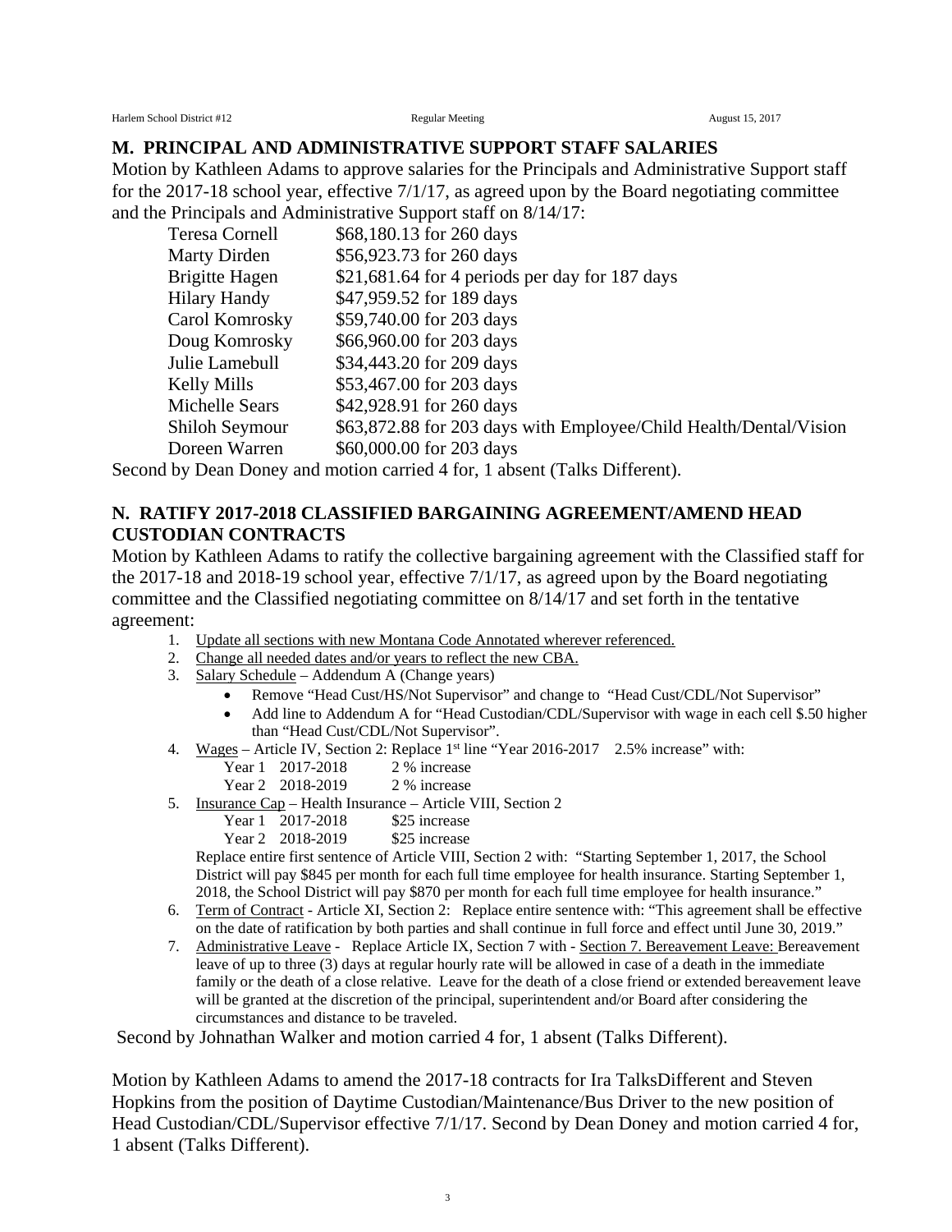## M. PRINCIPAL AND ADMINISTRATIVE SUPPORT STAFF SALARIES

Motion by Kathleen Adams to approve salaries for the Principals and Administrative Support staff for the 2017-18 school year, effective 7/1/17, as agreed upon by the Board negotiating committee and the Principals and Administrative Support staff on 8/14/17:

| | |
|---|---|
| Teresa Cornell | $68,180.13 for 260 days |
| Marty Dirden | $56,923.73 for 260 days |
| Brigitte Hagen | $21,681.64 for 4 periods per day for 187 days |
| Hilary Handy | $47,959.52 for 189 days |
| Carol Komrosky | $59,740.00 for 203 days |
| Doug Komrosky | $66,960.00 for 203 days |
| Julie Lamebull | $34,443.20 for 209 days |
| Kelly Mills | $53,467.00 for 203 days |
| Michelle Sears | $42,928.91 for 260 days |
| Shiloh Seymour | $63,872.88 for 203 days with Employee/Child Health/Dental/Vision |
| Doreen Warren | $60,000.00 for 203 days |

Second by Dean Doney and motion carried 4 for, 1 absent (Talks Different).

## N. RATIFY 2017-2018 CLASSIFIED BARGAINING AGREEMENT/AMEND HEAD CUSTODIAN CONTRACTS

Motion by Kathleen Adams to ratify the collective bargaining agreement with the Classified staff for the 2017-18 and 2018-19 school year, effective 7/1/17, as agreed upon by the Board negotiating committee and the Classified negotiating committee on 8/14/17 and set forth in the tentative agreement:

1. Update all sections with new Montana Code Annotated wherever referenced.
2. Change all needed dates and/or years to reflect the new CBA.
3. Salary Schedule – Addendum A (Change years)
   - Remove "Head Cust/HS/Not Supervisor" and change to "Head Cust/CDL/Not Supervisor"
   - Add line to Addendum A for "Head Custodian/CDL/Supervisor with wage in each cell $.50 higher than "Head Cust/CDL/Not Supervisor".
4. Wages – Article IV, Section 2: Replace 1st line "Year 2016-2017 2.5% increase" with:
   Year 1 2017-2018 2 % increase
   Year 2 2018-2019 2 % increase
5. Insurance Cap – Health Insurance – Article VIII, Section 2
   Year 1 2017-2018 $25 increase
   Year 2 2018-2019 $25 increase
   Replace entire first sentence of Article VIII, Section 2 with: "Starting September 1, 2017, the School District will pay $845 per month for each full time employee for health insurance. Starting September 1, 2018, the School District will pay $870 per month for each full time employee for health insurance."
6. Term of Contract - Article XI, Section 2: Replace entire sentence with: "This agreement shall be effective on the date of ratification by both parties and shall continue in full force and effect until June 30, 2019."
7. Administrative Leave - Replace Article IX, Section 7 with - Section 7. Bereavement Leave: Bereavement leave of up to three (3) days at regular hourly rate will be allowed in case of a death in the immediate family or the death of a close relative. Leave for the death of a close friend or extended bereavement leave will be granted at the discretion of the principal, superintendent and/or Board after considering the circumstances and distance to be traveled.

Second by Johnathan Walker and motion carried 4 for, 1 absent (Talks Different).

Motion by Kathleen Adams to amend the 2017-18 contracts for Ira TalksDifferent and Steven Hopkins from the position of Daytime Custodian/Maintenance/Bus Driver to the new position of Head Custodian/CDL/Supervisor effective 7/1/17. Second by Dean Doney and motion carried 4 for, 1 absent (Talks Different).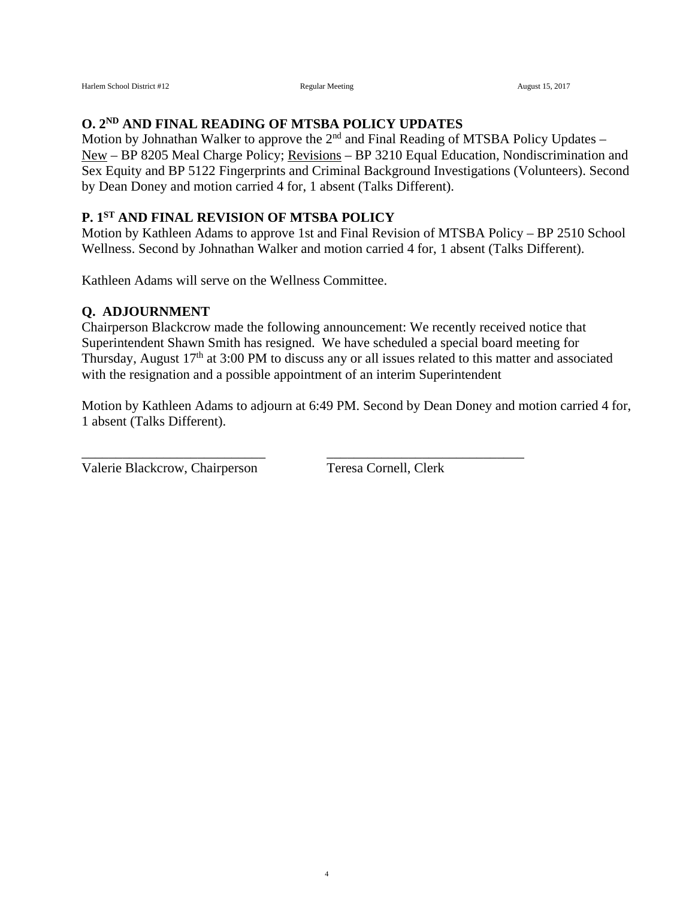## O. 2ND AND FINAL READING OF MTSBA POLICY UPDATES

Motion by Johnathan Walker to approve the 2nd and Final Reading of MTSBA Policy Updates – New – BP 8205 Meal Charge Policy; Revisions – BP 3210 Equal Education, Nondiscrimination and Sex Equity and BP 5122 Fingerprints and Criminal Background Investigations (Volunteers). Second by Dean Doney and motion carried 4 for, 1 absent (Talks Different).

## P. 1ST AND FINAL REVISION OF MTSBA POLICY

Motion by Kathleen Adams to approve 1st and Final Revision of MTSBA Policy – BP 2510 School Wellness. Second by Johnathan Walker and motion carried 4 for, 1 absent (Talks Different).

Kathleen Adams will serve on the Wellness Committee.

## Q. ADJOURNMENT

Chairperson Blackcrow made the following announcement: We recently received notice that Superintendent Shawn Smith has resigned. We have scheduled a special board meeting for Thursday, August 17th at 3:00 PM to discuss any or all issues related to this matter and associated with the resignation and a possible appointment of an interim Superintendent

Motion by Kathleen Adams to adjourn at 6:49 PM. Second by Dean Doney and motion carried 4 for, 1 absent (Talks Different).

___________________________ ___________________________

Valerie Blackcrow, Chairperson Teresa Cornell, Clerk